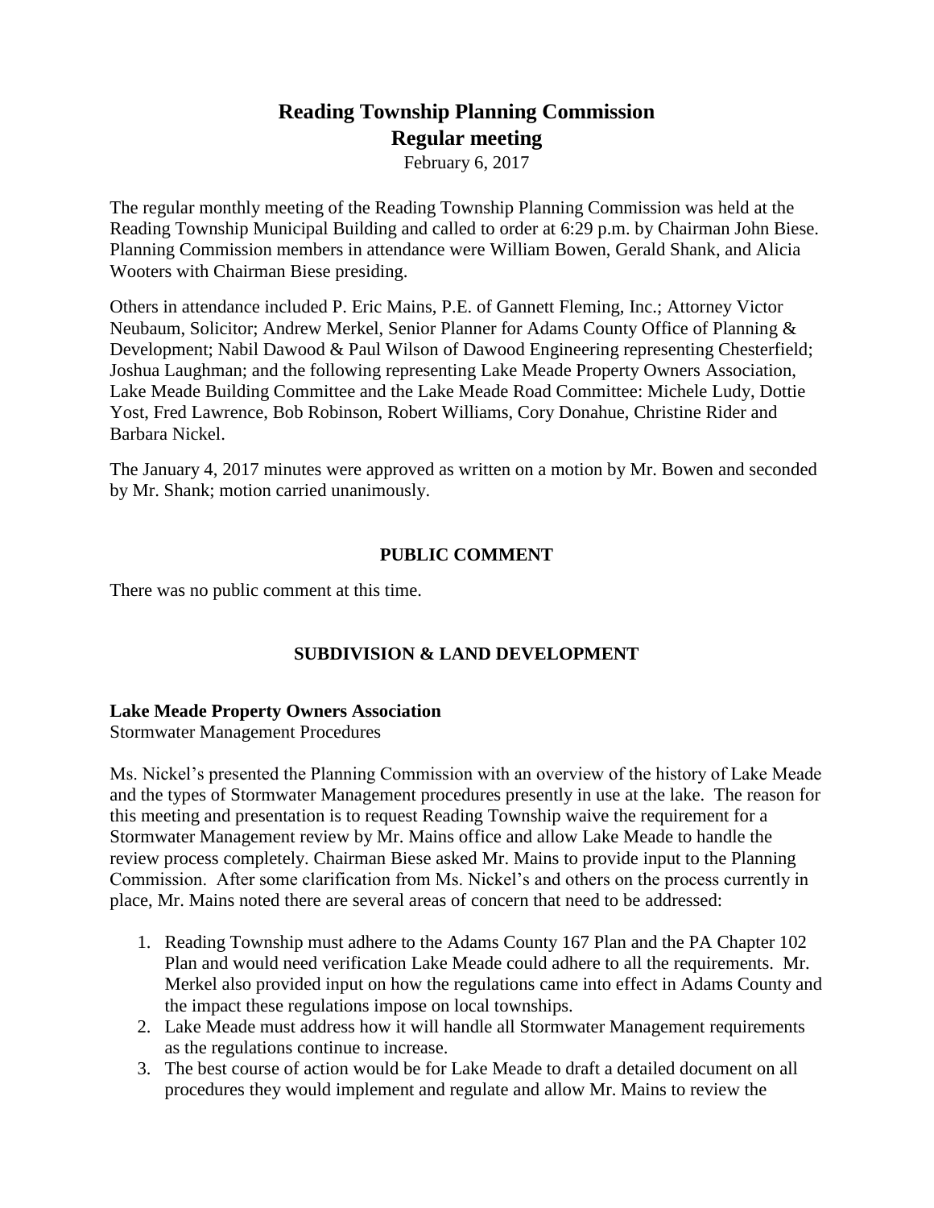# Reading Township Planning Commission
## Regular meeting

February 6, 2017

The regular monthly meeting of the Reading Township Planning Commission was held at the Reading Township Municipal Building and called to order at 6:29 p.m. by Chairman John Biese. Planning Commission members in attendance were William Bowen, Gerald Shank, and Alicia Wooters with Chairman Biese presiding.

Others in attendance included P. Eric Mains, P.E. of Gannett Fleming, Inc.; Attorney Victor Neubaum, Solicitor; Andrew Merkel, Senior Planner for Adams County Office of Planning & Development; Nabil Dawood & Paul Wilson of Dawood Engineering representing Chesterfield; Joshua Laughman; and the following representing Lake Meade Property Owners Association, Lake Meade Building Committee and the Lake Meade Road Committee: Michele Ludy, Dottie Yost, Fred Lawrence, Bob Robinson, Robert Williams, Cory Donahue, Christine Rider and Barbara Nickel.

The January 4, 2017 minutes were approved as written on a motion by Mr. Bowen and seconded by Mr. Shank; motion carried unanimously.

### PUBLIC COMMENT

There was no public comment at this time.

### SUBDIVISION & LAND DEVELOPMENT

**Lake Meade Property Owners Association**
Stormwater Management Procedures

Ms. Nickel's presented the Planning Commission with an overview of the history of Lake Meade and the types of Stormwater Management procedures presently in use at the lake. The reason for this meeting and presentation is to request Reading Township waive the requirement for a Stormwater Management review by Mr. Mains office and allow Lake Meade to handle the review process completely. Chairman Biese asked Mr. Mains to provide input to the Planning Commission. After some clarification from Ms. Nickel's and others on the process currently in place, Mr. Mains noted there are several areas of concern that need to be addressed:

1. Reading Township must adhere to the Adams County 167 Plan and the PA Chapter 102 Plan and would need verification Lake Meade could adhere to all the requirements. Mr. Merkel also provided input on how the regulations came into effect in Adams County and the impact these regulations impose on local townships.
2. Lake Meade must address how it will handle all Stormwater Management requirements as the regulations continue to increase.
3. The best course of action would be for Lake Meade to draft a detailed document on all procedures they would implement and regulate and allow Mr. Mains to review the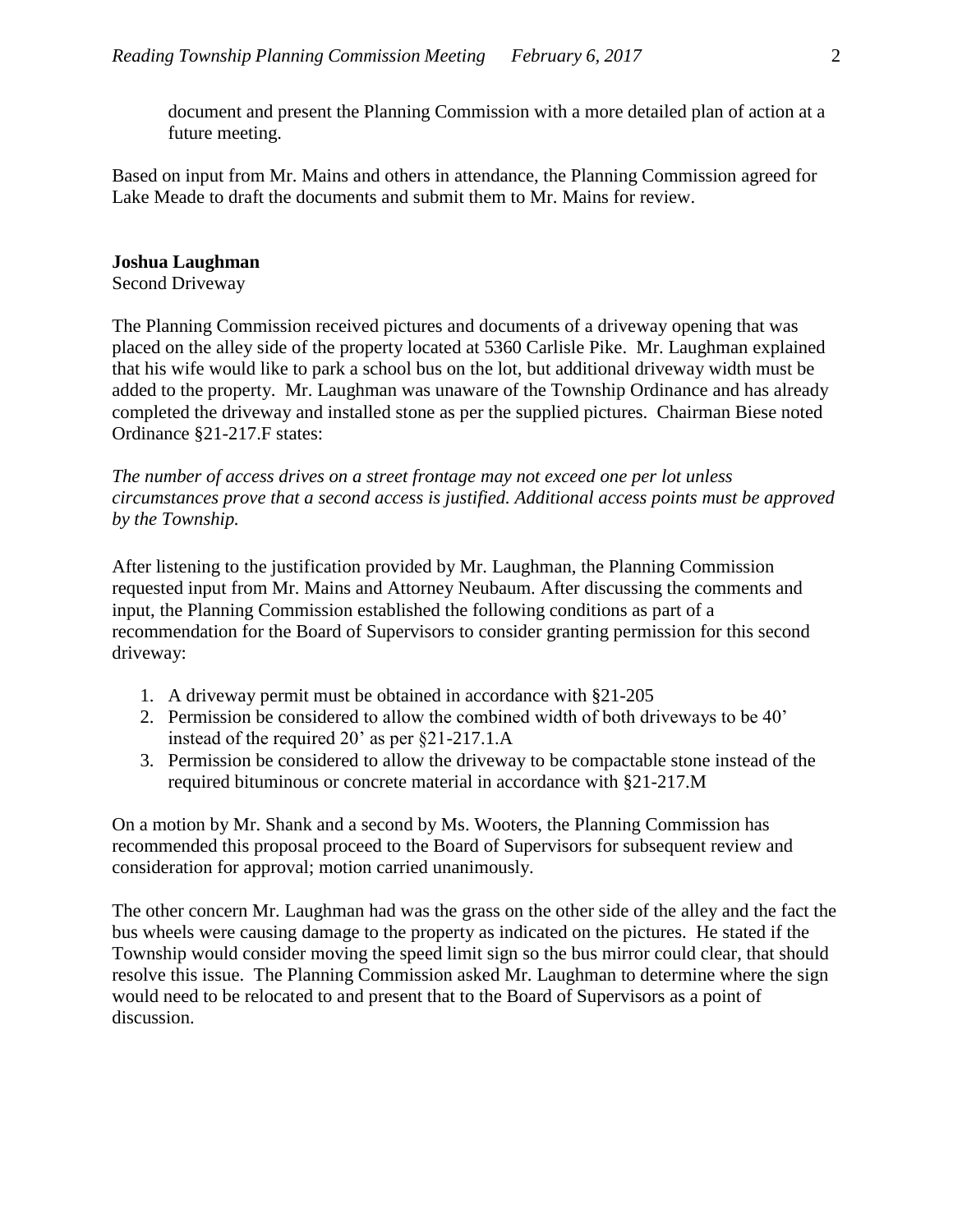document and present the Planning Commission with a more detailed plan of action at a future meeting.

Based on input from Mr. Mains and others in attendance, the Planning Commission agreed for Lake Meade to draft the documents and submit them to Mr. Mains for review.

**Joshua Laughman**
Second Driveway

The Planning Commission received pictures and documents of a driveway opening that was placed on the alley side of the property located at 5360 Carlisle Pike. Mr. Laughman explained that his wife would like to park a school bus on the lot, but additional driveway width must be added to the property. Mr. Laughman was unaware of the Township Ordinance and has already completed the driveway and installed stone as per the supplied pictures. Chairman Biese noted Ordinance §21-217.F states:

*The number of access drives on a street frontage may not exceed one per lot unless circumstances prove that a second access is justified. Additional access points must be approved by the Township.*

After listening to the justification provided by Mr. Laughman, the Planning Commission requested input from Mr. Mains and Attorney Neubaum. After discussing the comments and input, the Planning Commission established the following conditions as part of a recommendation for the Board of Supervisors to consider granting permission for this second driveway:

1. A driveway permit must be obtained in accordance with §21-205
2. Permission be considered to allow the combined width of both driveways to be 40' instead of the required 20' as per §21-217.1.A
3. Permission be considered to allow the driveway to be compactable stone instead of the required bituminous or concrete material in accordance with §21-217.M

On a motion by Mr. Shank and a second by Ms. Wooters, the Planning Commission has recommended this proposal proceed to the Board of Supervisors for subsequent review and consideration for approval; motion carried unanimously.

The other concern Mr. Laughman had was the grass on the other side of the alley and the fact the bus wheels were causing damage to the property as indicated on the pictures. He stated if the Township would consider moving the speed limit sign so the bus mirror could clear, that should resolve this issue. The Planning Commission asked Mr. Laughman to determine where the sign would need to be relocated to and present that to the Board of Supervisors as a point of discussion.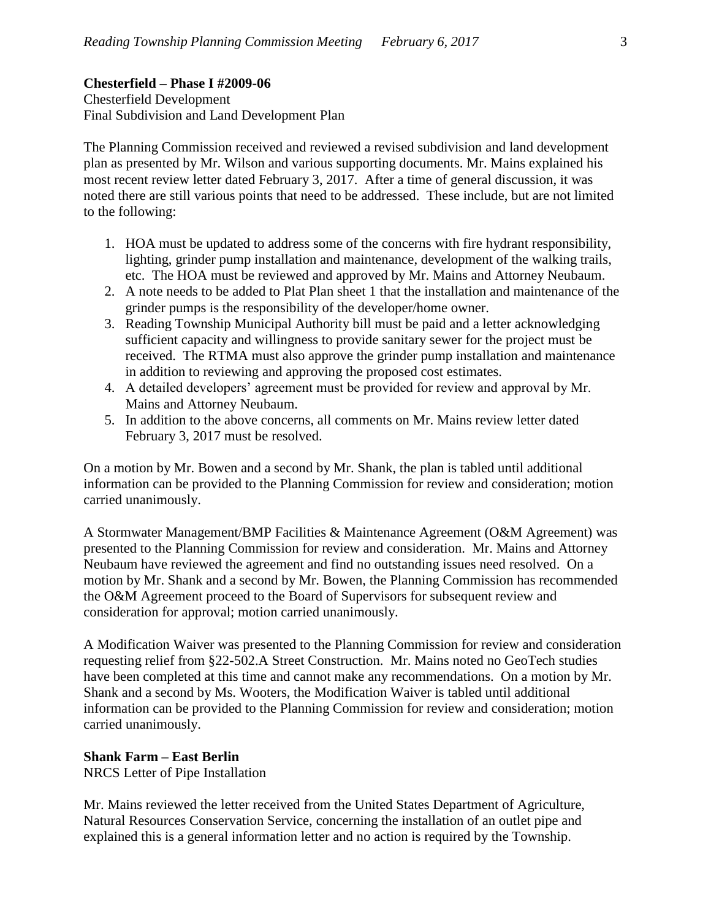**Chesterfield – Phase I #2009-06**
Chesterfield Development
Final Subdivision and Land Development Plan

The Planning Commission received and reviewed a revised subdivision and land development plan as presented by Mr. Wilson and various supporting documents. Mr. Mains explained his most recent review letter dated February 3, 2017. After a time of general discussion, it was noted there are still various points that need to be addressed. These include, but are not limited to the following:

1. HOA must be updated to address some of the concerns with fire hydrant responsibility, lighting, grinder pump installation and maintenance, development of the walking trails, etc. The HOA must be reviewed and approved by Mr. Mains and Attorney Neubaum.
2. A note needs to be added to Plat Plan sheet 1 that the installation and maintenance of the grinder pumps is the responsibility of the developer/home owner.
3. Reading Township Municipal Authority bill must be paid and a letter acknowledging sufficient capacity and willingness to provide sanitary sewer for the project must be received. The RTMA must also approve the grinder pump installation and maintenance in addition to reviewing and approving the proposed cost estimates.
4. A detailed developers' agreement must be provided for review and approval by Mr. Mains and Attorney Neubaum.
5. In addition to the above concerns, all comments on Mr. Mains review letter dated February 3, 2017 must be resolved.

On a motion by Mr. Bowen and a second by Mr. Shank, the plan is tabled until additional information can be provided to the Planning Commission for review and consideration; motion carried unanimously.

A Stormwater Management/BMP Facilities & Maintenance Agreement (O&M Agreement) was presented to the Planning Commission for review and consideration. Mr. Mains and Attorney Neubaum have reviewed the agreement and find no outstanding issues need resolved. On a motion by Mr. Shank and a second by Mr. Bowen, the Planning Commission has recommended the O&M Agreement proceed to the Board of Supervisors for subsequent review and consideration for approval; motion carried unanimously.

A Modification Waiver was presented to the Planning Commission for review and consideration requesting relief from §22-502.A Street Construction. Mr. Mains noted no GeoTech studies have been completed at this time and cannot make any recommendations. On a motion by Mr. Shank and a second by Ms. Wooters, the Modification Waiver is tabled until additional information can be provided to the Planning Commission for review and consideration; motion carried unanimously.

**Shank Farm – East Berlin**
NRCS Letter of Pipe Installation

Mr. Mains reviewed the letter received from the United States Department of Agriculture, Natural Resources Conservation Service, concerning the installation of an outlet pipe and explained this is a general information letter and no action is required by the Township.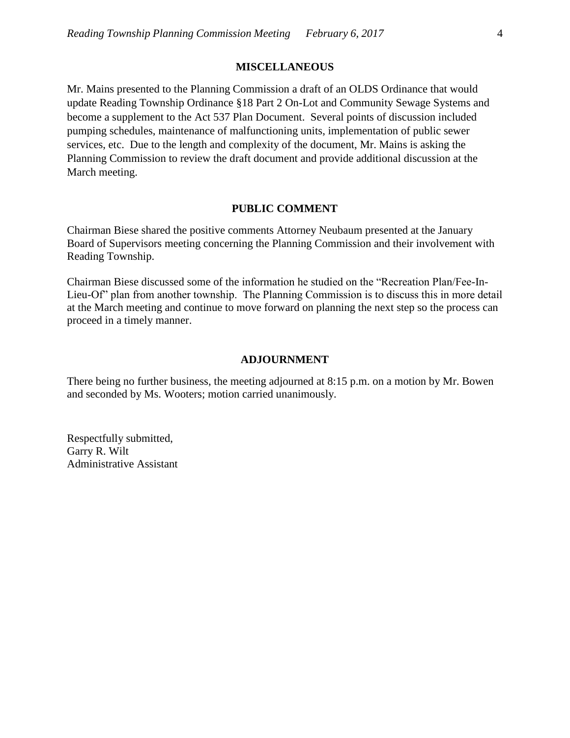## MISCELLANEOUS

Mr. Mains presented to the Planning Commission a draft of an OLDS Ordinance that would update Reading Township Ordinance §18 Part 2 On-Lot and Community Sewage Systems and become a supplement to the Act 537 Plan Document. Several points of discussion included pumping schedules, maintenance of malfunctioning units, implementation of public sewer services, etc. Due to the length and complexity of the document, Mr. Mains is asking the Planning Commission to review the draft document and provide additional discussion at the March meeting.

## PUBLIC COMMENT

Chairman Biese shared the positive comments Attorney Neubaum presented at the January Board of Supervisors meeting concerning the Planning Commission and their involvement with Reading Township.

Chairman Biese discussed some of the information he studied on the "Recreation Plan/Fee-In-Lieu-Of" plan from another township. The Planning Commission is to discuss this in more detail at the March meeting and continue to move forward on planning the next step so the process can proceed in a timely manner.

## ADJOURNMENT

There being no further business, the meeting adjourned at 8:15 p.m. on a motion by Mr. Bowen and seconded by Ms. Wooters; motion carried unanimously.

Respectfully submitted,
Garry R. Wilt
Administrative Assistant